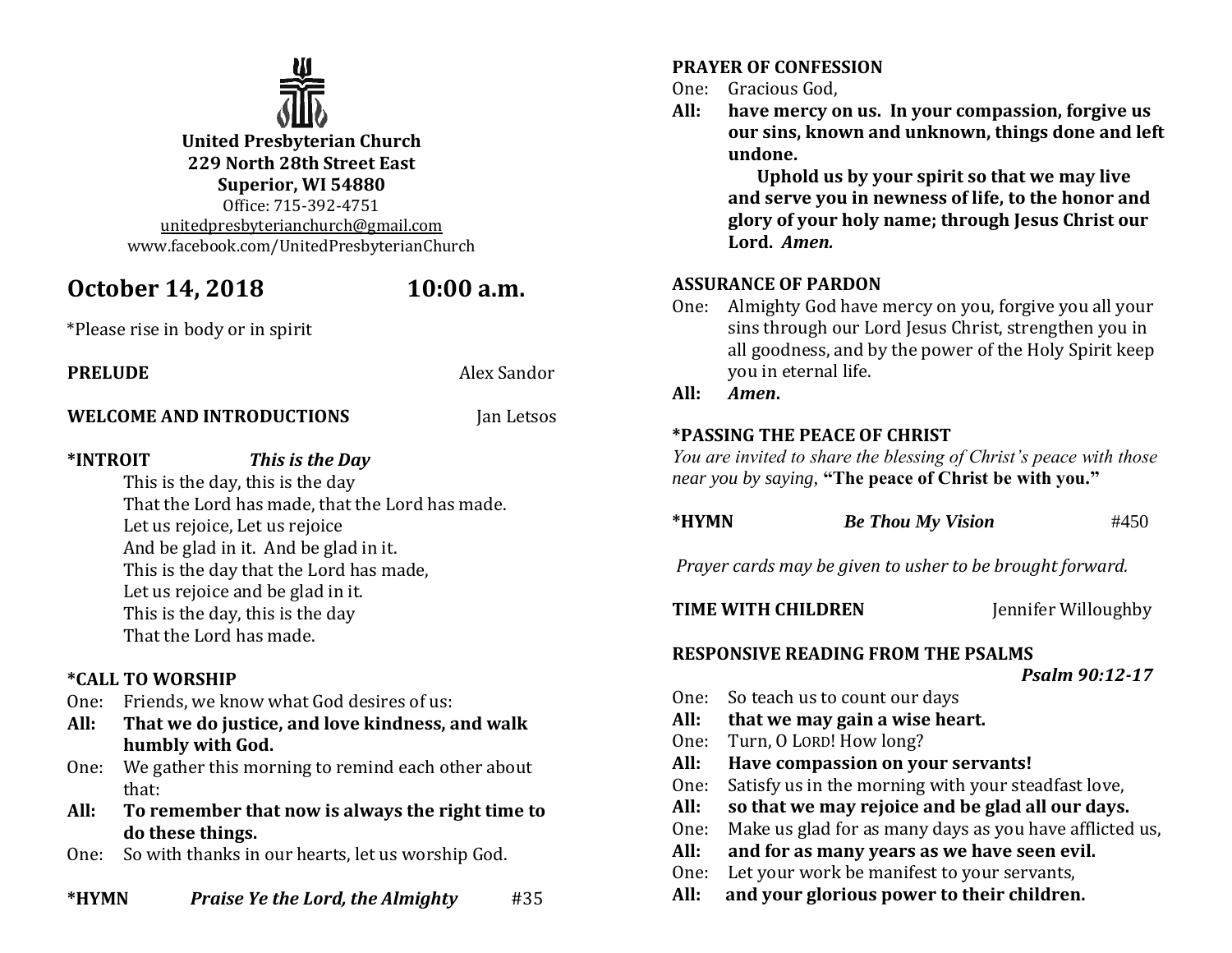**United Presbyterian Church**
**229 North 28th Street East**
**Superior, WI 54880**
Office: 715-392-4751
unitedpresbyterianchurch@gmail.com
www.facebook.com/UnitedPresbyterianChurch

## October 14, 2018 10:00 a.m.

*Please rise in body or in spirit

**PRELUDE** Alex Sandor

**WELCOME AND INTRODUCTIONS** Jan Letsos

**\*INTROIT** ***This is the Day***

This is the day, this is the day
That the Lord has made, that the Lord has made.
Let us rejoice, Let us rejoice
And be glad in it. And be glad in it.
This is the day that the Lord has made,
Let us rejoice and be glad in it.
This is the day, this is the day
That the Lord has made.

**\*CALL TO WORSHIP**

One: Friends, we know what God desires of us:
**All: That we do justice, and love kindness, and walk humbly with God.**
One: We gather this morning to remind each other about that:
**All: To remember that now is always the right time to do these things.**
One: So with thanks in our hearts, let us worship God.

**\*HYMN** ***Praise Ye the Lord, the Almighty*** #35

**PRAYER OF CONFESSION**

One: Gracious God,
**All: have mercy on us. In your compassion, forgive us our sins, known and unknown, things done and left undone.**
**Uphold us by your spirit so that we may live and serve you in newness of life, to the honor and glory of your holy name; through Jesus Christ our Lord. *Amen.***

**ASSURANCE OF PARDON**

One: Almighty God have mercy on you, forgive you all your sins through our Lord Jesus Christ, strengthen you in all goodness, and by the power of the Holy Spirit keep you in eternal life.
**All: *Amen*.**

**\*PASSING THE PEACE OF CHRIST**

*You are invited to share the blessing of Christ's peace with those near you by saying*, **"The peace of Christ be with you."**

**\*HYMN** ***Be Thou My Vision*** #450

*Prayer cards may be given to usher to be brought forward.*

**TIME WITH CHILDREN** Jennifer Willoughby

**RESPONSIVE READING FROM THE PSALMS**
***Psalm 90:12-17***

One: So teach us to count our days
**All: that we may gain a wise heart.**
One: Turn, O LORD! How long?
**All: Have compassion on your servants!**
One: Satisfy us in the morning with your steadfast love,
**All: so that we may rejoice and be glad all our days.**
One: Make us glad for as many days as you have afflicted us,
**All: and for as many years as we have seen evil.**
One: Let your work be manifest to your servants,
**All: and your glorious power to their children.**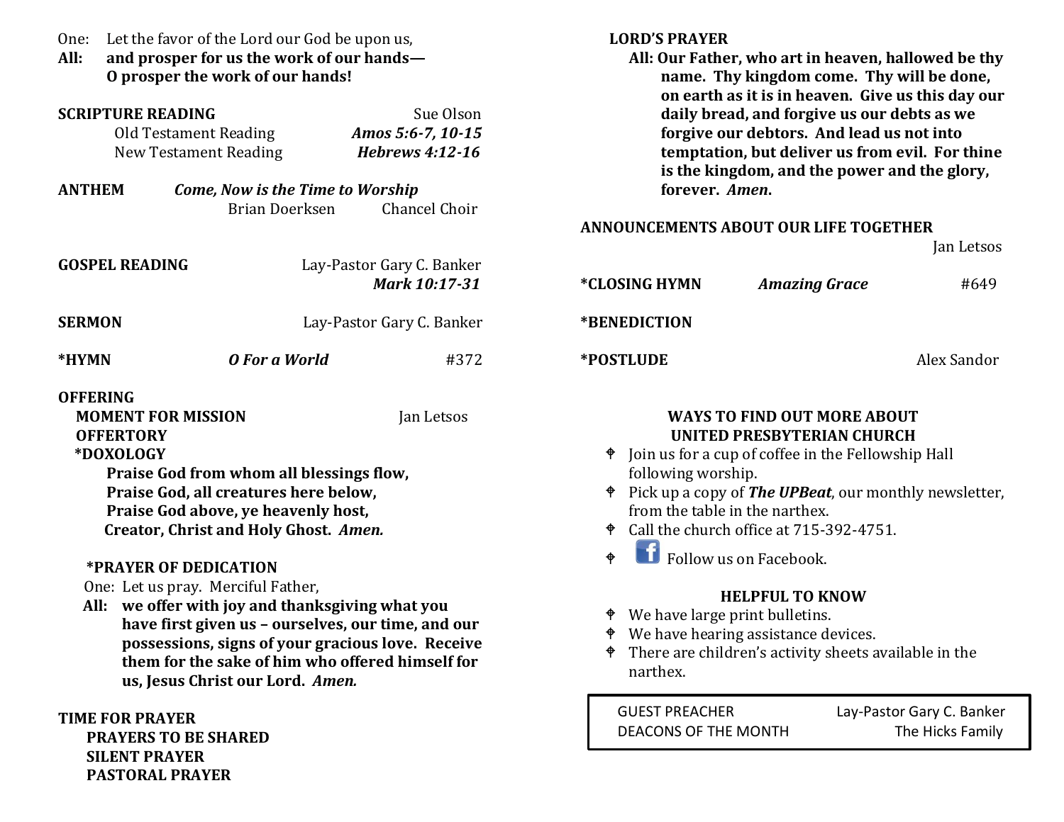One: Let the favor of the Lord our God be upon us,

**All: and prosper for us the work of our hands— O prosper the work of our hands!**

**SCRIPTURE READING** Sue Olson

Old Testament Reading *Amos 5:6-7, 10-15*

New Testament Reading *Hebrews 4:12-16*

**ANTHEM** *Come, Now is the Time to Worship*

Brian Doerksen Chancel Choir

**GOSPEL READING** Lay-Pastor Gary C. Banker

*Mark 10:17-31*

**SERMON** Lay-Pastor Gary C. Banker

**\*HYMN** *O For a World* #372

**OFFERING**

**MOMENT FOR MISSION** Jan Letsos

**OFFERTORY**

**\*DOXOLOGY**

**Praise God from whom all blessings flow,**
**Praise God, all creatures here below,**
**Praise God above, ye heavenly host,**
**Creator, Christ and Holy Ghost. *Amen.***

**\*PRAYER OF DEDICATION**

One: Let us pray. Merciful Father,

**All: we offer with joy and thanksgiving what you have first given us – ourselves, our time, and our possessions, signs of your gracious love. Receive them for the sake of him who offered himself for us, Jesus Christ our Lord. *Amen.***

**TIME FOR PRAYER**

**PRAYERS TO BE SHARED**

**SILENT PRAYER**

**PASTORAL PRAYER**

**LORD'S PRAYER**

**All: Our Father, who art in heaven, hallowed be thy name. Thy kingdom come. Thy will be done, on earth as it is in heaven. Give us this day our daily bread, and forgive us our debts as we forgive our debtors. And lead us not into temptation, but deliver us from evil. For thine is the kingdom, and the power and the glory, forever. *Amen*.**

**ANNOUNCEMENTS ABOUT OUR LIFE TOGETHER**

Jan Letsos

**\*CLOSING HYMN** *Amazing Grace* #649

**\*BENEDICTION**

**\*POSTLUDE** Alex Sandor

**WAYS TO FIND OUT MORE ABOUT UNITED PRESBYTERIAN CHURCH**

- Join us for a cup of coffee in the Fellowship Hall following worship.
- Pick up a copy of ***The UPBeat***, our monthly newsletter, from the table in the narthex.
- Call the church office at 715-392-4751.
- Follow us on Facebook.

**HELPFUL TO KNOW**

- We have large print bulletins.
- We have hearing assistance devices.
- There are children's activity sheets available in the narthex.

| | |
|---|---|
| GUEST PREACHER | Lay-Pastor Gary C. Banker |
| DEACONS OF THE MONTH | The Hicks Family |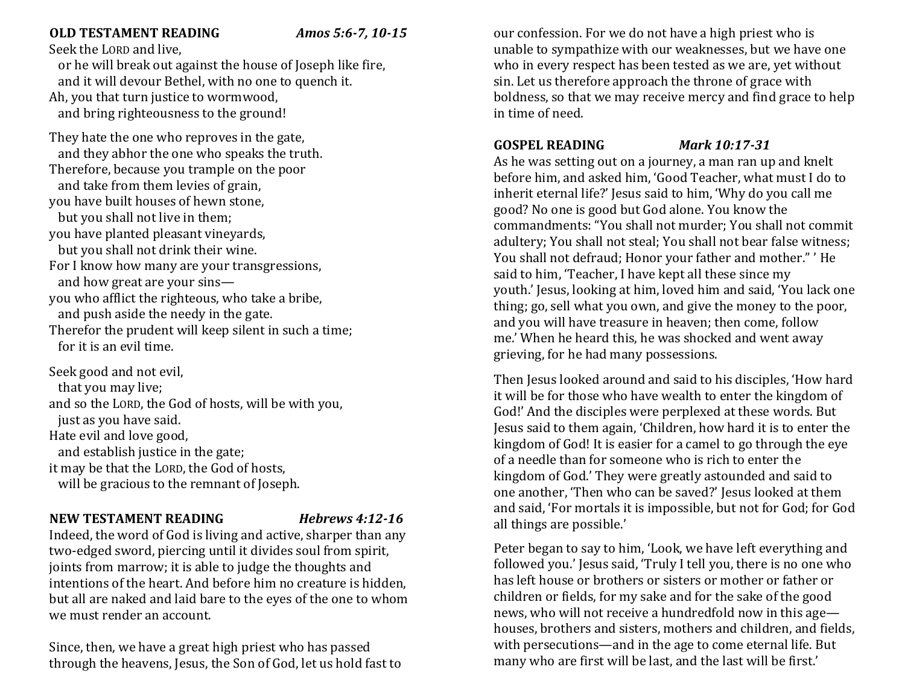**OLD TESTAMENT READING** *Amos 5:6-7, 10-15*

Seek the LORD and live,
  or he will break out against the house of Joseph like fire,
  and it will devour Bethel, with no one to quench it.
Ah, you that turn justice to wormwood,
  and bring righteousness to the ground!

They hate the one who reproves in the gate,
  and they abhor the one who speaks the truth.
Therefore, because you trample on the poor
  and take from them levies of grain,
you have built houses of hewn stone,
  but you shall not live in them;
you have planted pleasant vineyards,
  but you shall not drink their wine.
For I know how many are your transgressions,
  and how great are your sins—
you who afflict the righteous, who take a bribe,
  and push aside the needy in the gate.
Therefor the prudent will keep silent in such a time;
  for it is an evil time.

Seek good and not evil,
  that you may live;
and so the LORD, the God of hosts, will be with you,
  just as you have said.
Hate evil and love good,
  and establish justice in the gate;
it may be that the LORD, the God of hosts,
  will be gracious to the remnant of Joseph.

**NEW TESTAMENT READING** *Hebrews 4:12-16*

Indeed, the word of God is living and active, sharper than any two-edged sword, piercing until it divides soul from spirit, joints from marrow; it is able to judge the thoughts and intentions of the heart. And before him no creature is hidden, but all are naked and laid bare to the eyes of the one to whom we must render an account.

Since, then, we have a great high priest who has passed through the heavens, Jesus, the Son of God, let us hold fast to our confession. For we do not have a high priest who is unable to sympathize with our weaknesses, but we have one who in every respect has been tested as we are, yet without sin. Let us therefore approach the throne of grace with boldness, so that we may receive mercy and find grace to help in time of need.

**GOSPEL READING** *Mark 10:17-31*

As he was setting out on a journey, a man ran up and knelt before him, and asked him, 'Good Teacher, what must I do to inherit eternal life?' Jesus said to him, 'Why do you call me good? No one is good but God alone. You know the commandments: "You shall not murder; You shall not commit adultery; You shall not steal; You shall not bear false witness; You shall not defraud; Honor your father and mother." ' He said to him, 'Teacher, I have kept all these since my youth.' Jesus, looking at him, loved him and said, 'You lack one thing; go, sell what you own, and give the money to the poor, and you will have treasure in heaven; then come, follow me.' When he heard this, he was shocked and went away grieving, for he had many possessions.

Then Jesus looked around and said to his disciples, 'How hard it will be for those who have wealth to enter the kingdom of God!' And the disciples were perplexed at these words. But Jesus said to them again, 'Children, how hard it is to enter the kingdom of God! It is easier for a camel to go through the eye of a needle than for someone who is rich to enter the kingdom of God.' They were greatly astounded and said to one another, 'Then who can be saved?' Jesus looked at them and said, 'For mortals it is impossible, but not for God; for God all things are possible.'

Peter began to say to him, 'Look, we have left everything and followed you.' Jesus said, 'Truly I tell you, there is no one who has left house or brothers or sisters or mother or father or children or fields, for my sake and for the sake of the good news, who will not receive a hundredfold now in this age—houses, brothers and sisters, mothers and children, and fields, with persecutions—and in the age to come eternal life. But many who are first will be last, and the last will be first.'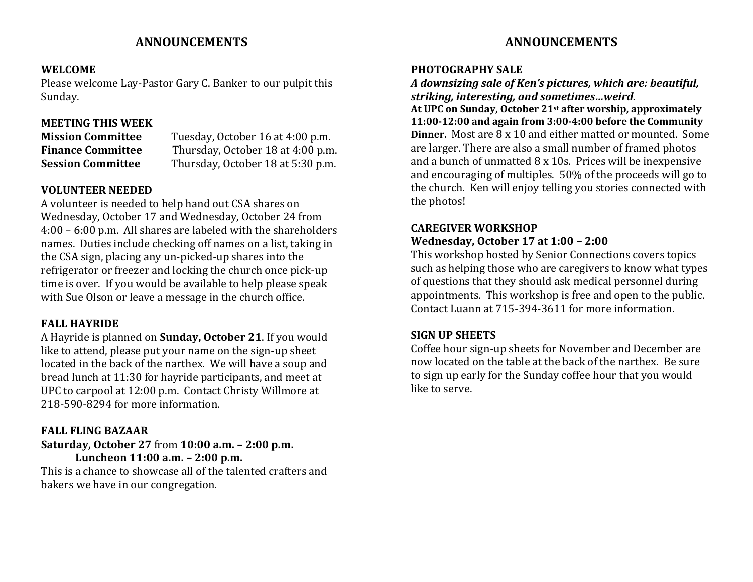# ANNOUNCEMENTS

**WELCOME**
Please welcome Lay-Pastor Gary C. Banker to our pulpit this Sunday.

**MEETING THIS WEEK**

| | |
|---|---|
| **Mission Committee** | Tuesday, October 16 at 4:00 p.m. |
| **Finance Committee** | Thursday, October 18 at 4:00 p.m. |
| **Session Committee** | Thursday, October 18 at 5:30 p.m. |

**VOLUNTEER NEEDED**
A volunteer is needed to help hand out CSA shares on Wednesday, October 17 and Wednesday, October 24 from 4:00 – 6:00 p.m. All shares are labeled with the shareholders names. Duties include checking off names on a list, taking in the CSA sign, placing any un-picked-up shares into the refrigerator or freezer and locking the church once pick-up time is over. If you would be available to help please speak with Sue Olson or leave a message in the church office.

**FALL HAYRIDE**
A Hayride is planned on **Sunday, October 21**. If you would like to attend, please put your name on the sign-up sheet located in the back of the narthex. We will have a soup and bread lunch at 11:30 for hayride participants, and meet at UPC to carpool at 12:00 p.m. Contact Christy Willmore at 218-590-8294 for more information.

**FALL FLING BAZAAR**
**Saturday, October 27** from **10:00 a.m. – 2:00 p.m.**
**Luncheon 11:00 a.m. – 2:00 p.m.**
This is a chance to showcase all of the talented crafters and bakers we have in our congregation.

# ANNOUNCEMENTS

**PHOTOGRAPHY SALE**
***A downsizing sale of Ken's pictures, which are: beautiful, striking, interesting, and sometimes…weird.***
**At UPC on Sunday, October 21st after worship, approximately 11:00-12:00 and again from 3:00-4:00 before the Community Dinner.** Most are 8 x 10 and either matted or mounted. Some are larger. There are also a small number of framed photos and a bunch of unmatted 8 x 10s. Prices will be inexpensive and encouraging of multiples. 50% of the proceeds will go to the church. Ken will enjoy telling you stories connected with the photos!

**CAREGIVER WORKSHOP**
**Wednesday, October 17 at 1:00 – 2:00**
This workshop hosted by Senior Connections covers topics such as helping those who are caregivers to know what types of questions that they should ask medical personnel during appointments. This workshop is free and open to the public. Contact Luann at 715-394-3611 for more information.

**SIGN UP SHEETS**
Coffee hour sign-up sheets for November and December are now located on the table at the back of the narthex. Be sure to sign up early for the Sunday coffee hour that you would like to serve.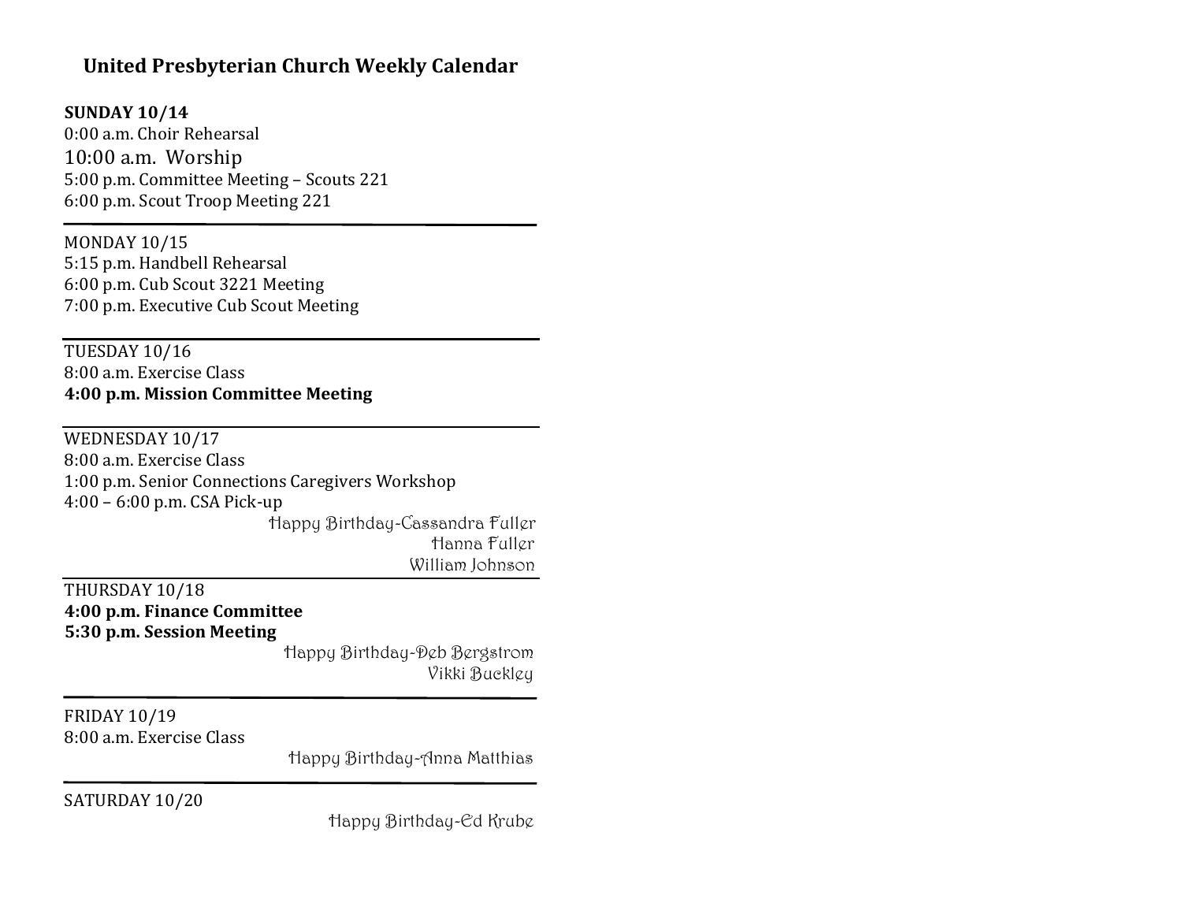## United Presbyterian Church Weekly Calendar

**SUNDAY 10/14**
0:00 a.m. Choir Rehearsal
10:00 a.m. Worship
5:00 p.m. Committee Meeting – Scouts 221
6:00 p.m. Scout Troop Meeting 221

---

MONDAY 10/15
5:15 p.m. Handbell Rehearsal
6:00 p.m. Cub Scout 3221 Meeting
7:00 p.m. Executive Cub Scout Meeting

---

TUESDAY 10/16
8:00 a.m. Exercise Class
**4:00 p.m. Mission Committee Meeting**

---

WEDNESDAY 10/17
8:00 a.m. Exercise Class
1:00 p.m. Senior Connections Caregivers Workshop
4:00 – 6:00 p.m. CSA Pick-up

Happy Birthday-Cassandra Fuller
Hanna Fuller
William Johnson

---

THURSDAY 10/18
**4:00 p.m. Finance Committee**
**5:30 p.m. Session Meeting**

Happy Birthday-Deb Bergstrom
Vikki Buckley

---

FRIDAY 10/19
8:00 a.m. Exercise Class

Happy Birthday-Anna Matthias

---

SATURDAY 10/20

Happy Birthday-Ed Krube